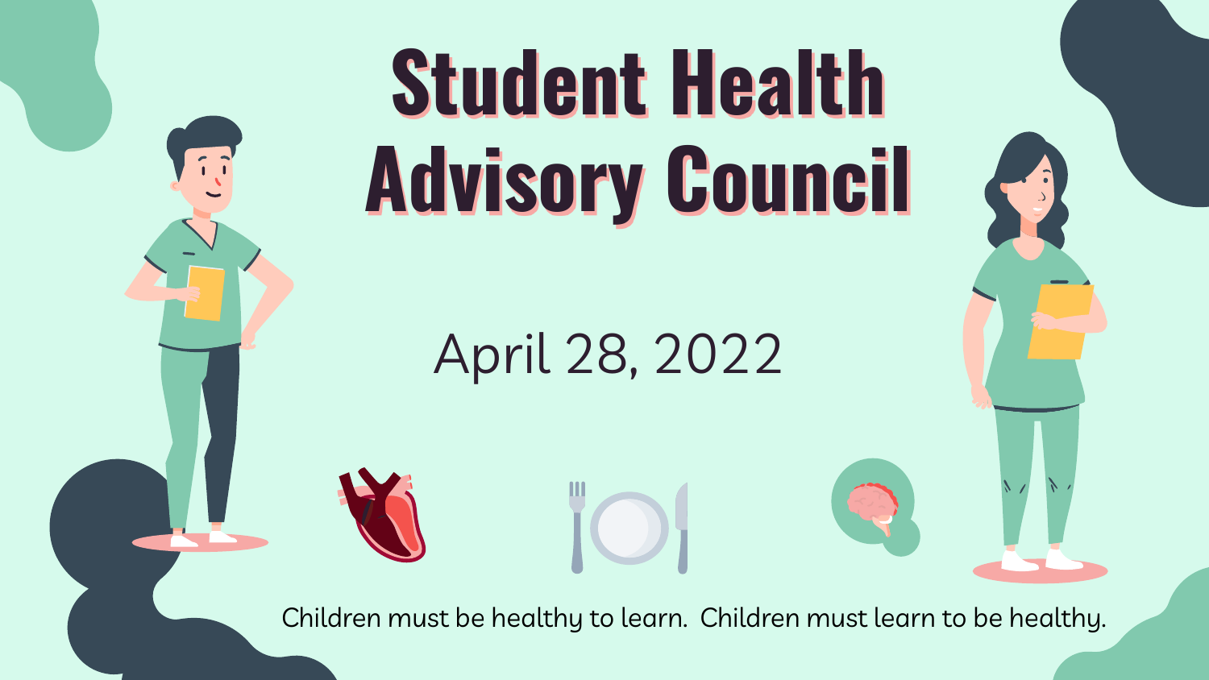# Student Health Advisory Council

April 28, 2022

Children must be healthy to learn. Children must learn to be healthy.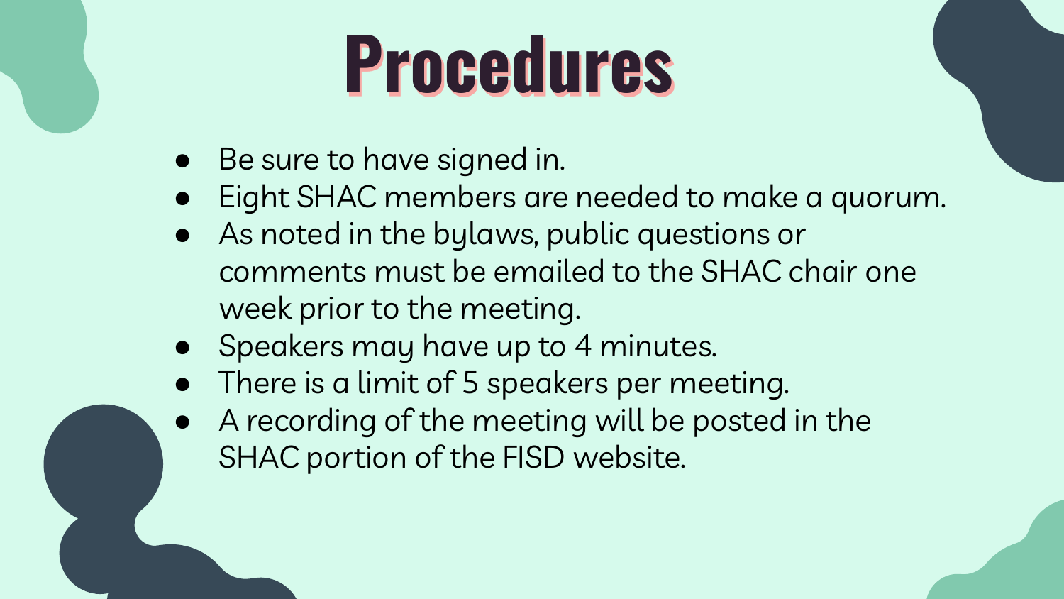# Procedures

- Be sure to have signed in.
- Eight SHAC members are needed to make a quorum.
- As noted in the bylaws, public questions or comments must be emailed to the SHAC chair one week prior to the meeting.
- Speakers may have up to 4 minutes.
- There is a limit of 5 speakers per meeting.
- A recording of the meeting will be posted in the SHAC portion of the FISD website.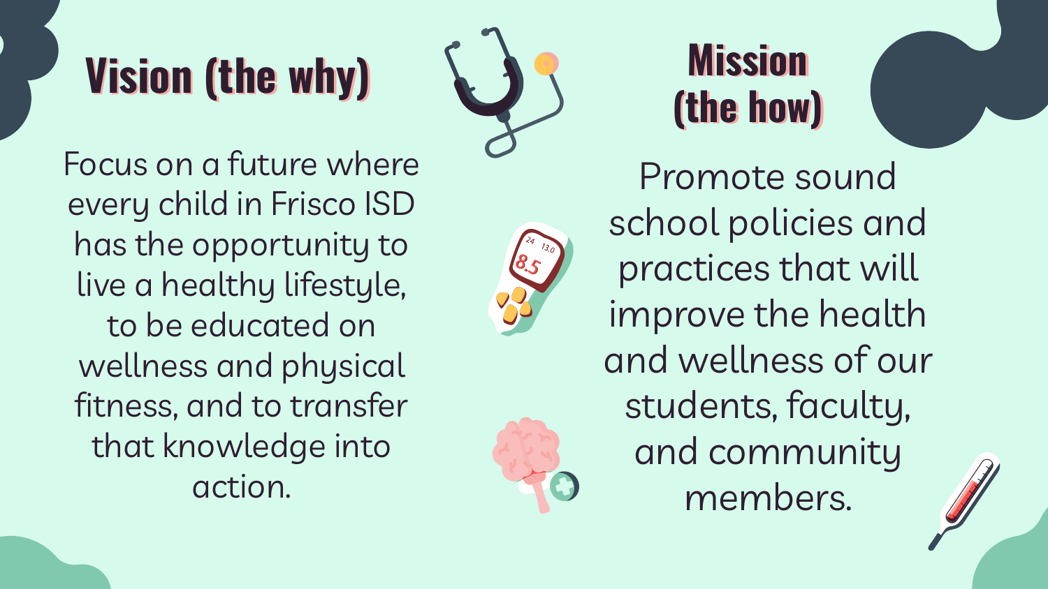## Vision (the why)

Focus on a future where every child in Frisco ISD has the opportunity to live a healthy lifestyle, to be educated on wellness and physical fitness, and to transfer that knowledge into action.

## Mission (the how)

Promote sound school policies and practices that will improve the health and wellness of our students, faculty, and community members.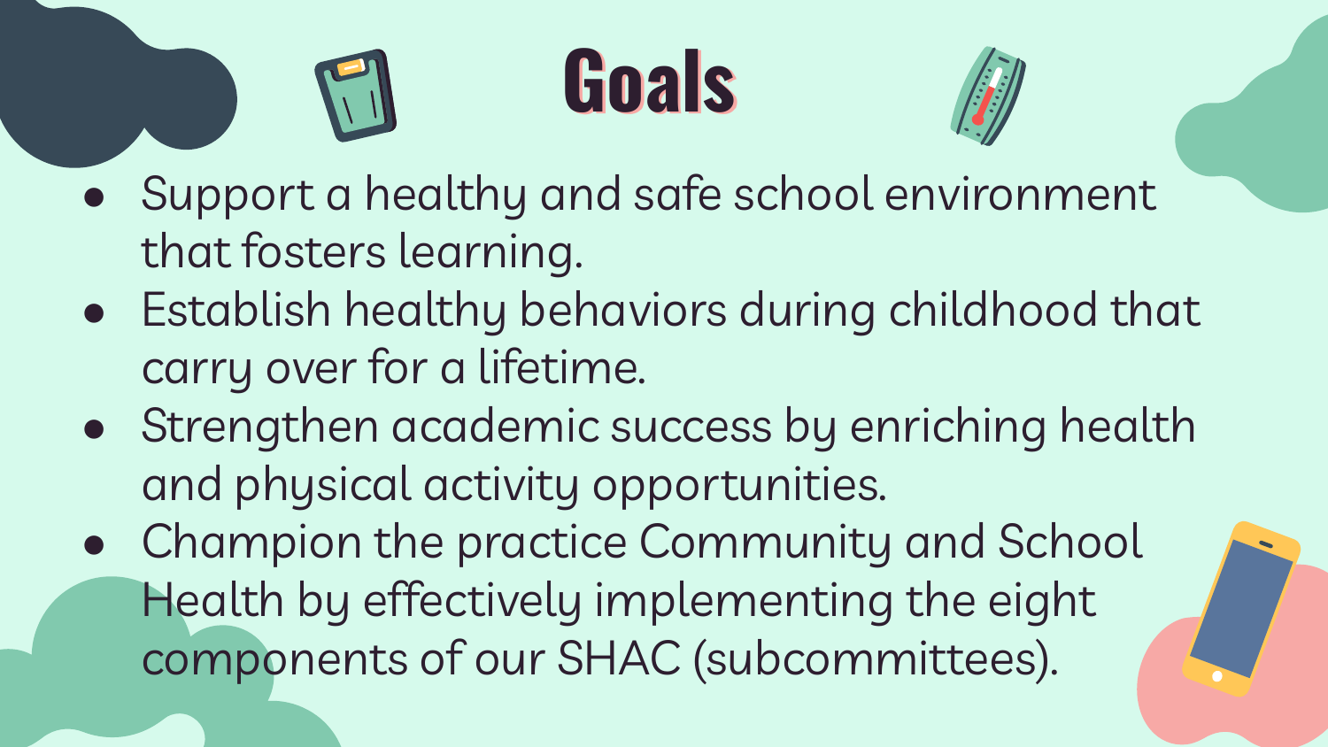# Goals

- Support a healthy and safe school environment that fosters learning.
- Establish healthy behaviors during childhood that carry over for a lifetime.
- Strengthen academic success by enriching health and physical activity opportunities.
- Champion the practice Community and School Health by effectively implementing the eight components of our SHAC (subcommittees).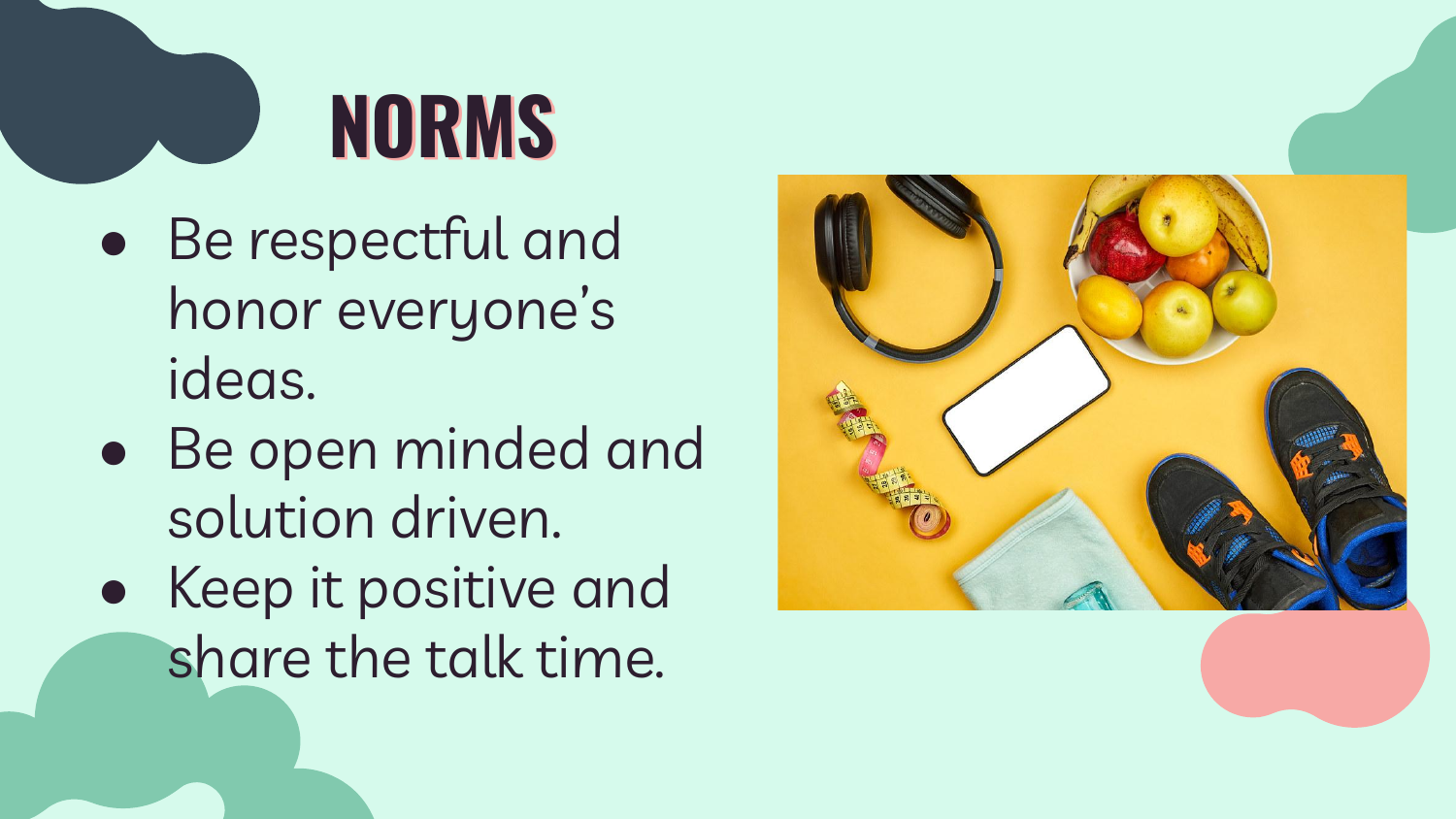# NORMS

- Be respectful and honor everyone's ideas.
- Be open minded and solution driven.
- Keep it positive and share the talk time.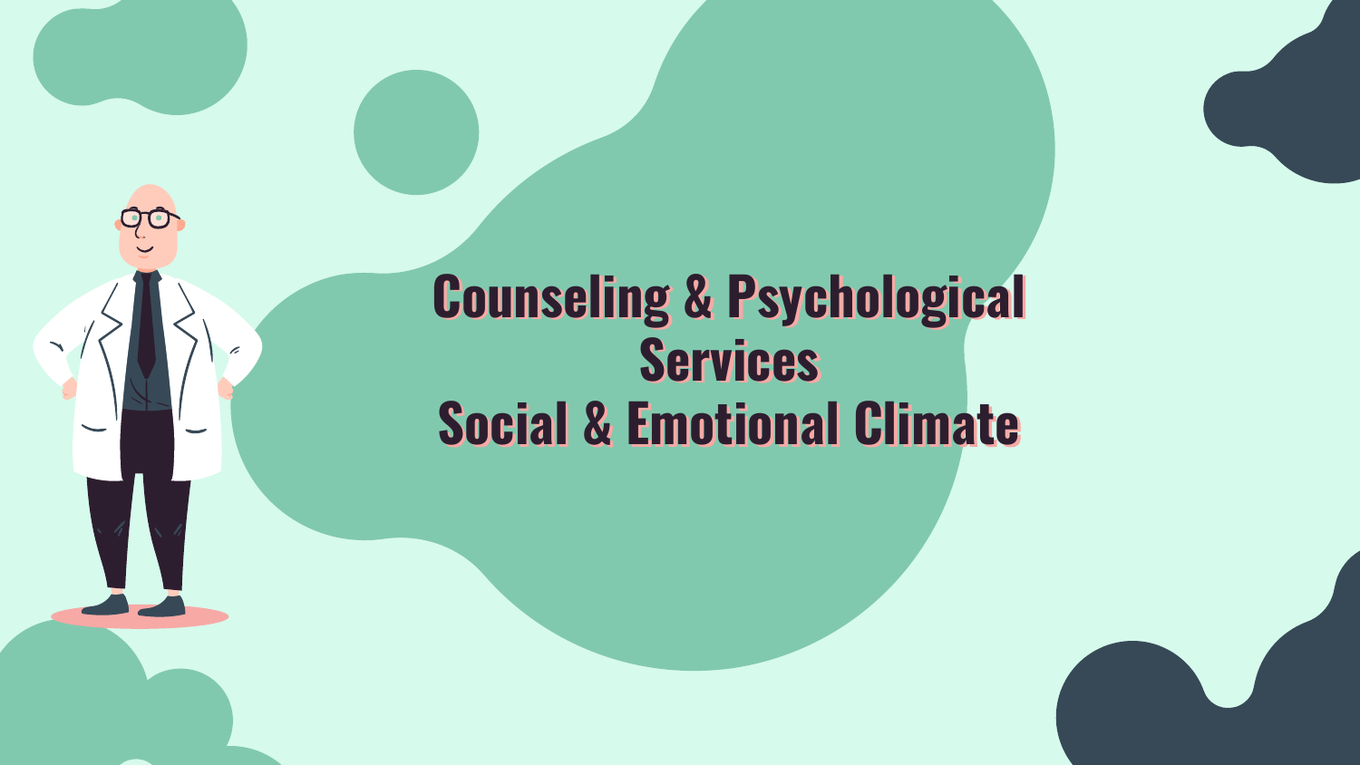# Counseling & Psychological Services
# Social & Emotional Climate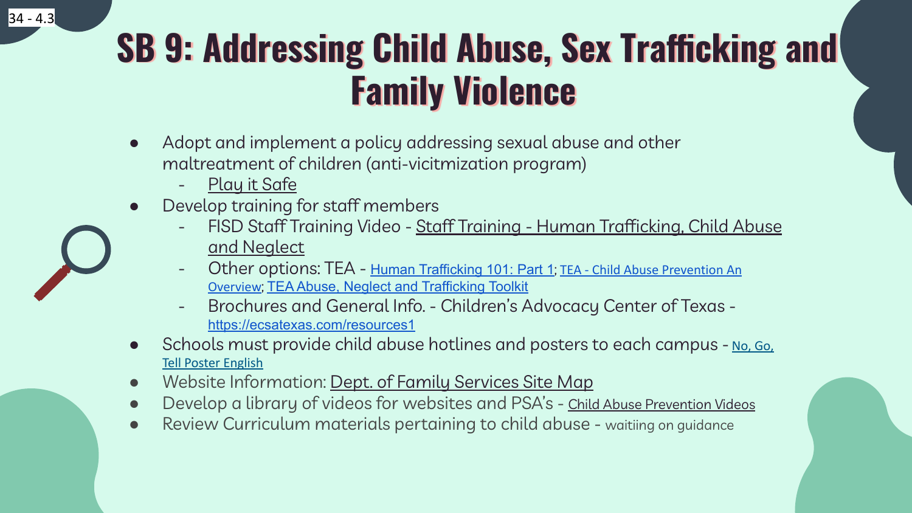34 - 4.3

# SB 9: Addressing Child Abuse, Sex Trafficking and Family Violence

- Adopt and implement a policy addressing sexual abuse and other maltreatment of children (anti-vicitmization program)
  - Play it Safe
- Develop training for staff members
  - FISD Staff Training Video - Staff Training - Human Trafficking, Child Abuse and Neglect
  - Other options: TEA - Human Trafficking 101: Part 1; TEA - Child Abuse Prevention An Overview; TEA Abuse, Neglect and Trafficking Toolkit
  - Brochures and General Info. - Children's Advocacy Center of Texas - https://ecsatexas.com/resources1
- Schools must provide child abuse hotlines and posters to each campus - No, Go, Tell Poster English
- Website Information: Dept. of Family Services Site Map
- Develop a library of videos for websites and PSA's - Child Abuse Prevention Videos
- Review Curriculum materials pertaining to child abuse - waitiing on guidance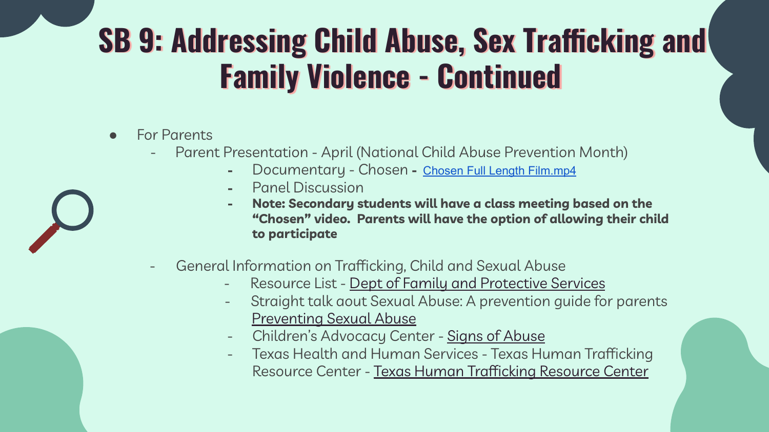# SB 9: Addressing Child Abuse, Sex Trafficking and Family Violence - Continued

- For Parents
  - Parent Presentation - April (National Child Abuse Prevention Month)
    - Documentary - Chosen - Chosen Full Length Film.mp4
    - Panel Discussion
    - **Note: Secondary students will have a class meeting based on the "Chosen" video. Parents will have the option of allowing their child to participate**
  - General Information on Trafficking, Child and Sexual Abuse
    - Resource List - Dept of Family and Protective Services
    - Straight talk aout Sexual Abuse: A prevention guide for parents Preventing Sexual Abuse
    - Children's Advocacy Center - Signs of Abuse
    - Texas Health and Human Services - Texas Human Trafficking Resource Center - Texas Human Trafficking Resource Center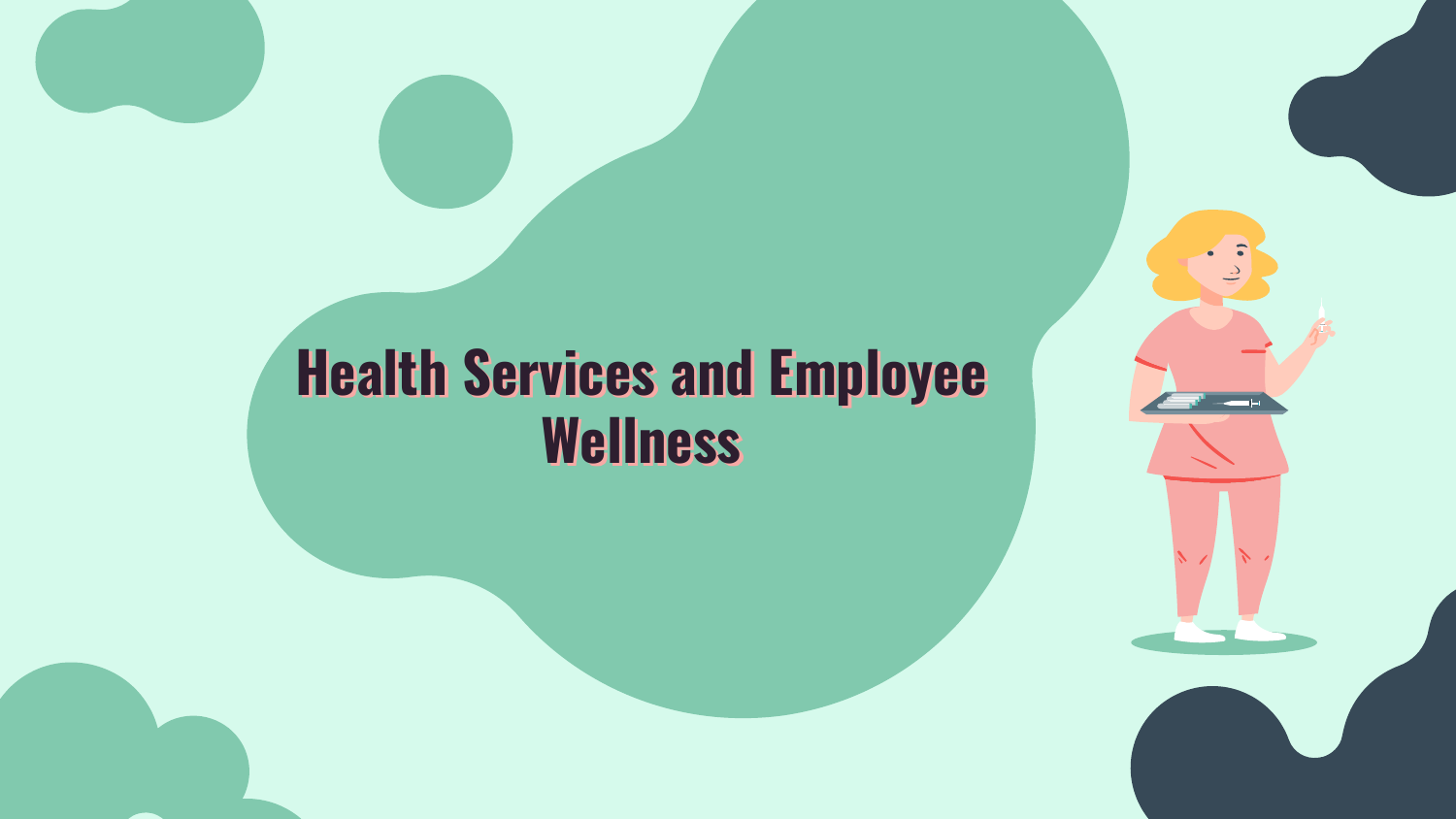# Health Services and Employee Wellness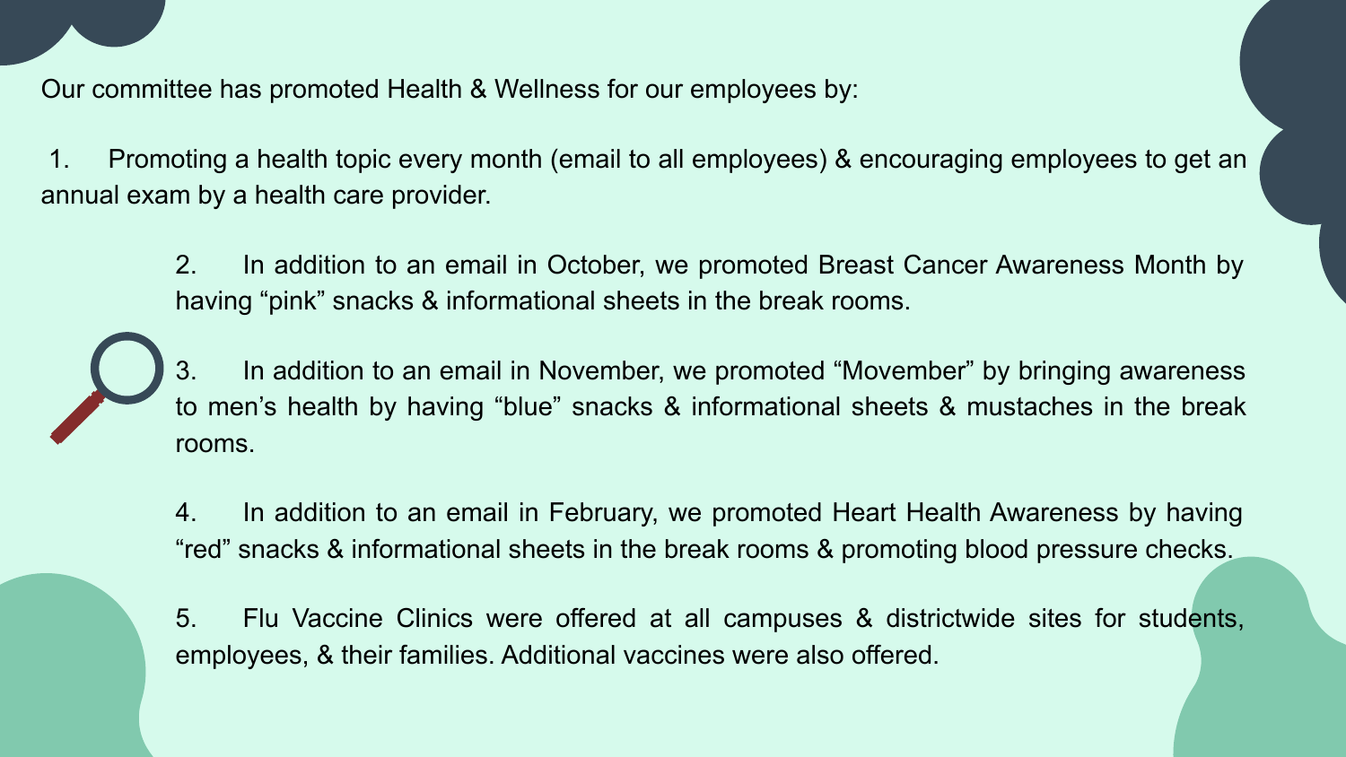Our committee has promoted Health & Wellness for our employees by:

1. Promoting a health topic every month (email to all employees) & encouraging employees to get an annual exam by a health care provider.
2. In addition to an email in October, we promoted Breast Cancer Awareness Month by having "pink" snacks & informational sheets in the break rooms.
3. In addition to an email in November, we promoted "Movember" by bringing awareness to men's health by having "blue" snacks & informational sheets & mustaches in the break rooms.
4. In addition to an email in February, we promoted Heart Health Awareness by having "red" snacks & informational sheets in the break rooms & promoting blood pressure checks.
5. Flu Vaccine Clinics were offered at all campuses & districtwide sites for students, employees, & their families. Additional vaccines were also offered.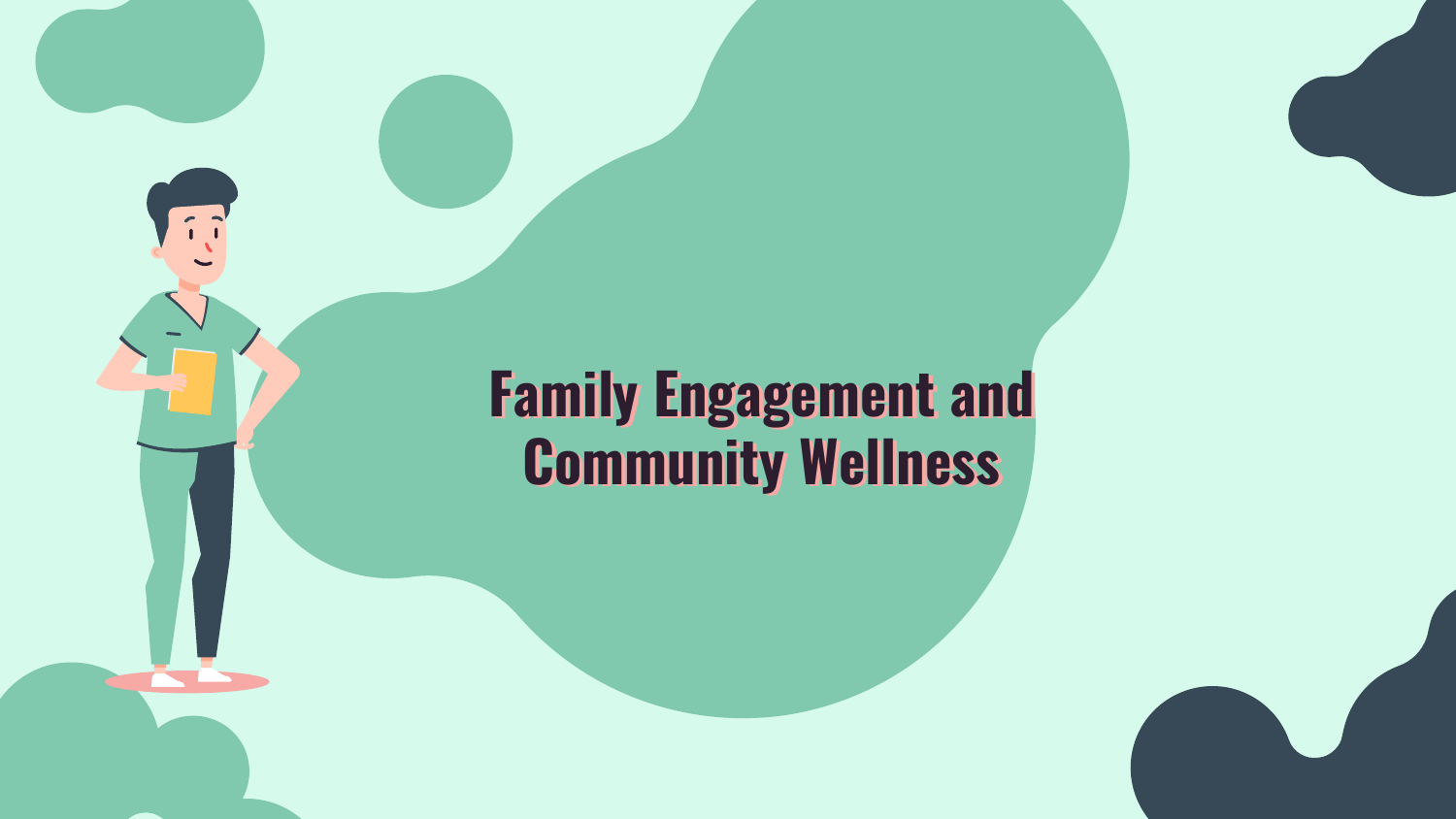# Family Engagement and Community Wellness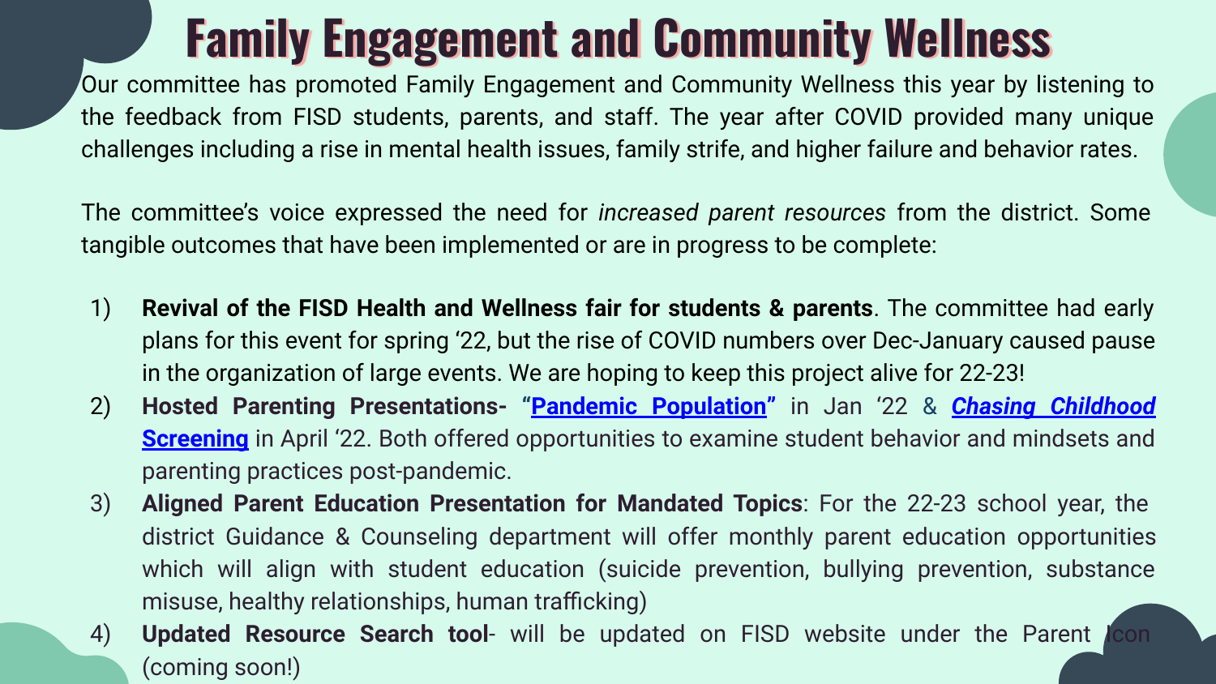# Family Engagement and Community Wellness

Our committee has promoted Family Engagement and Community Wellness this year by listening to the feedback from FISD students, parents, and staff. The year after COVID provided many unique challenges including a rise in mental health issues, family strife, and higher failure and behavior rates.

The committee's voice expressed the need for *increased parent resources* from the district. Some tangible outcomes that have been implemented or are in progress to be complete:

1) **Revival of the FISD Health and Wellness fair for students & parents**. The committee had early plans for this event for spring '22, but the rise of COVID numbers over Dec-January caused pause in the organization of large events. We are hoping to keep this project alive for 22-23!
2) **Hosted Parenting Presentations- "Pandemic Population"** in Jan '22 & ***Chasing Childhood* Screening** in April '22. Both offered opportunities to examine student behavior and mindsets and parenting practices post-pandemic.
3) **Aligned Parent Education Presentation for Mandated Topics**: For the 22-23 school year, the district Guidance & Counseling department will offer monthly parent education opportunities which will align with student education (suicide prevention, bullying prevention, substance misuse, healthy relationships, human trafficking)
4) **Updated Resource Search tool**- will be updated on FISD website under the Parent Icon (coming soon!)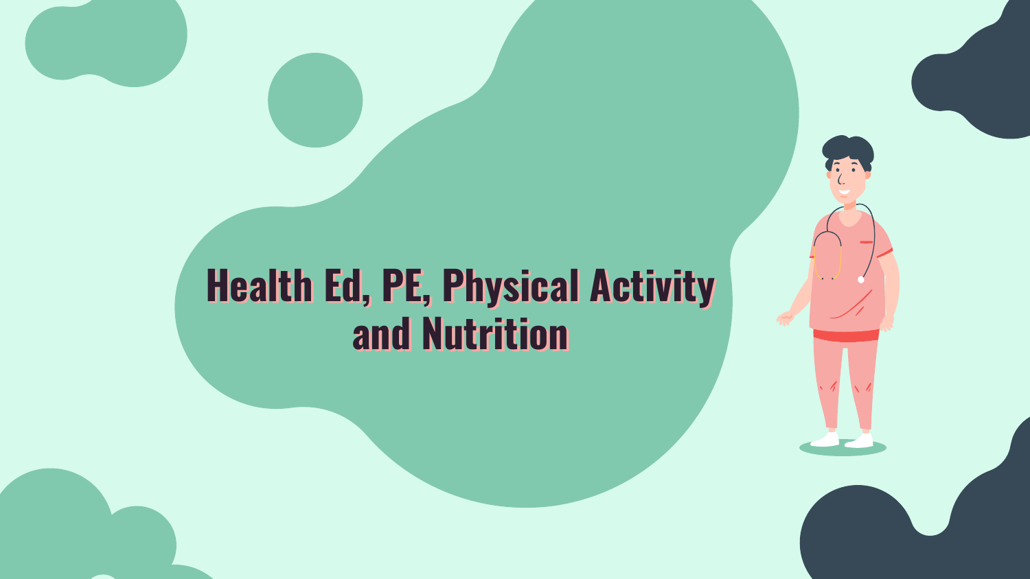# Health Ed, PE, Physical Activity and Nutrition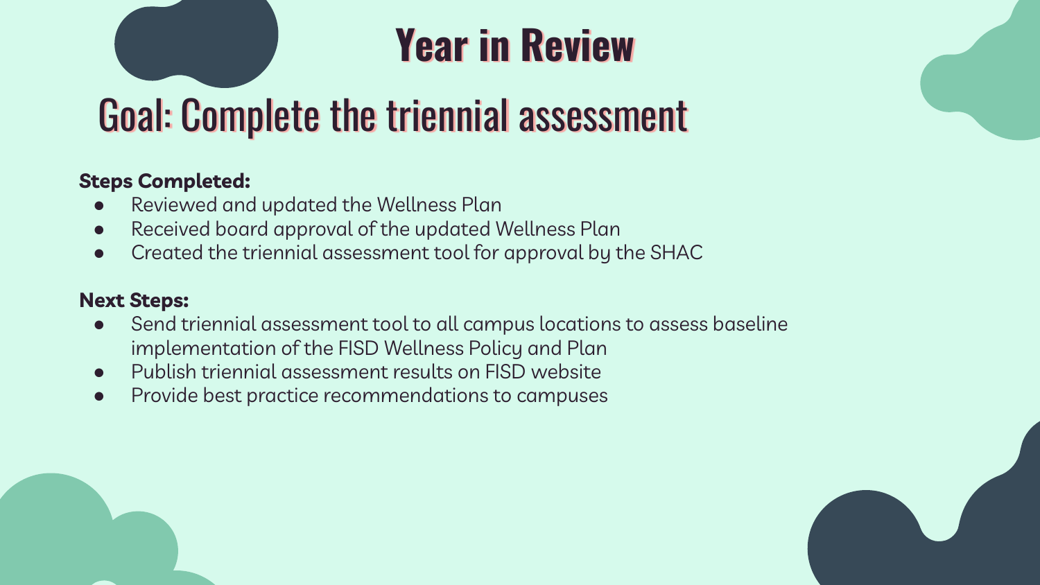# Year in Review

## Goal: Complete the triennial assessment

**Steps Completed:**

- Reviewed and updated the Wellness Plan
- Received board approval of the updated Wellness Plan
- Created the triennial assessment tool for approval by the SHAC

**Next Steps:**

- Send triennial assessment tool to all campus locations to assess baseline implementation of the FISD Wellness Policy and Plan
- Publish triennial assessment results on FISD website
- Provide best practice recommendations to campuses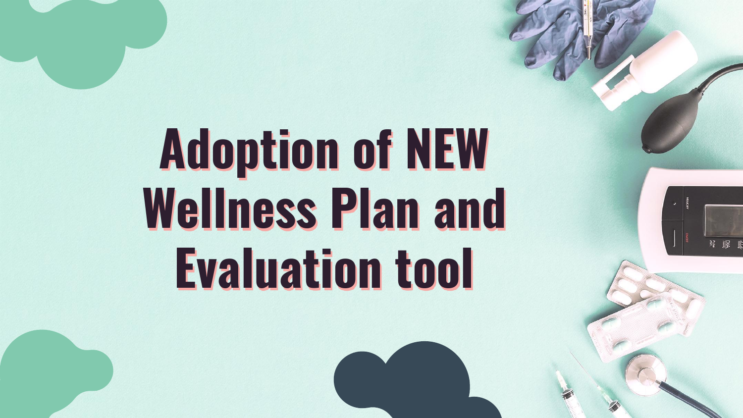# Adoption of NEW Wellness Plan and Evaluation tool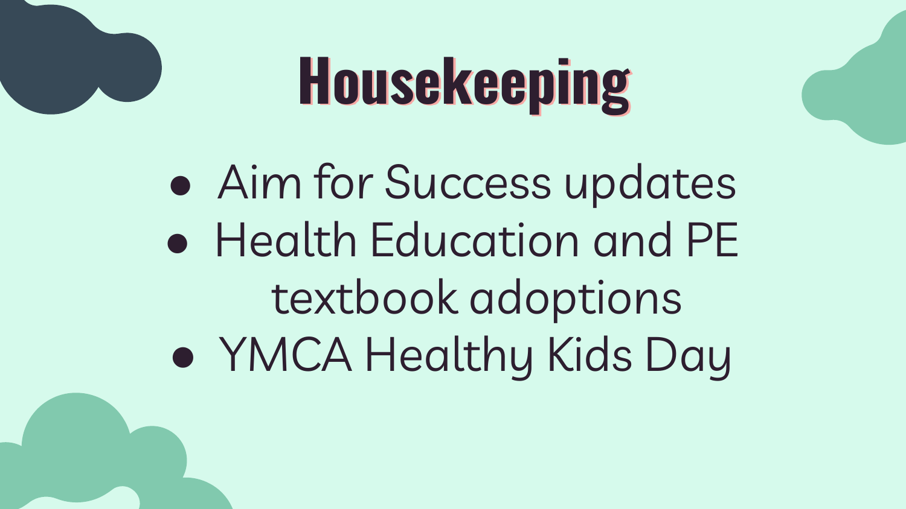# Housekeeping

- Aim for Success updates
- Health Education and PE textbook adoptions
- YMCA Healthy Kids Day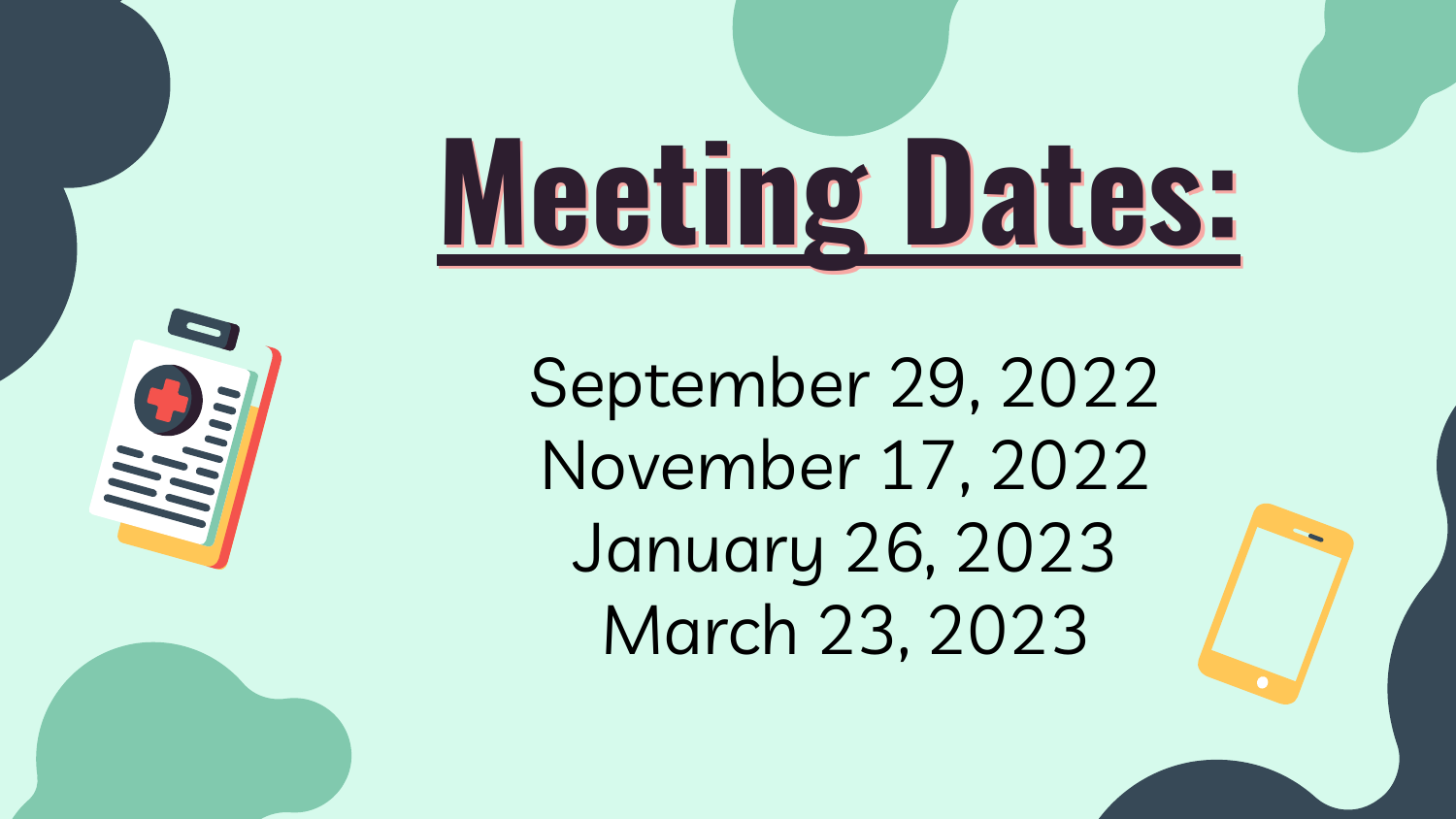# Meeting Dates:

September 29, 2022
November 17, 2022
January 26, 2023
March 23, 2023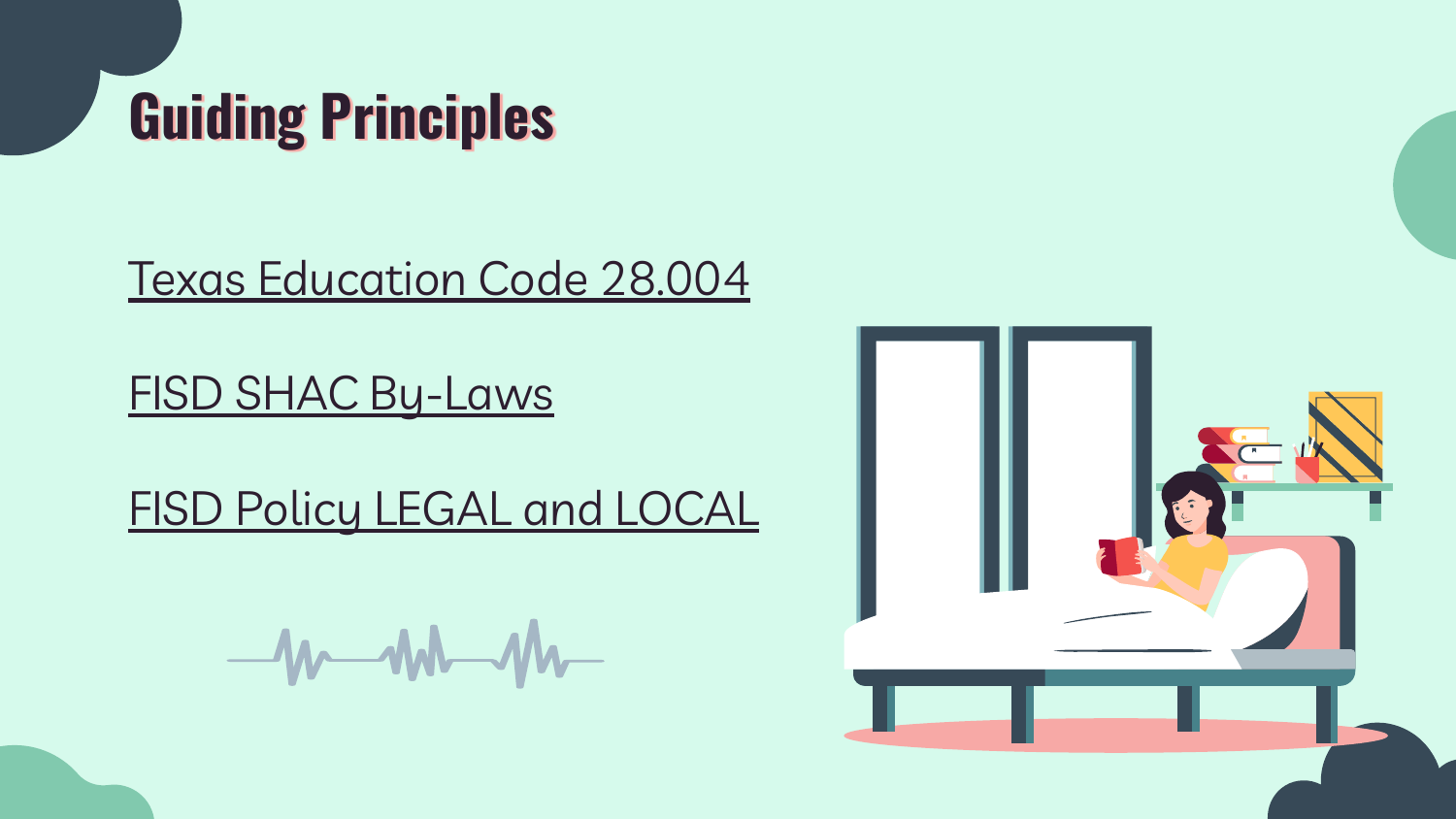# Guiding Principles

Texas Education Code 28.004

FISD SHAC By-Laws

FISD Policy LEGAL and LOCAL